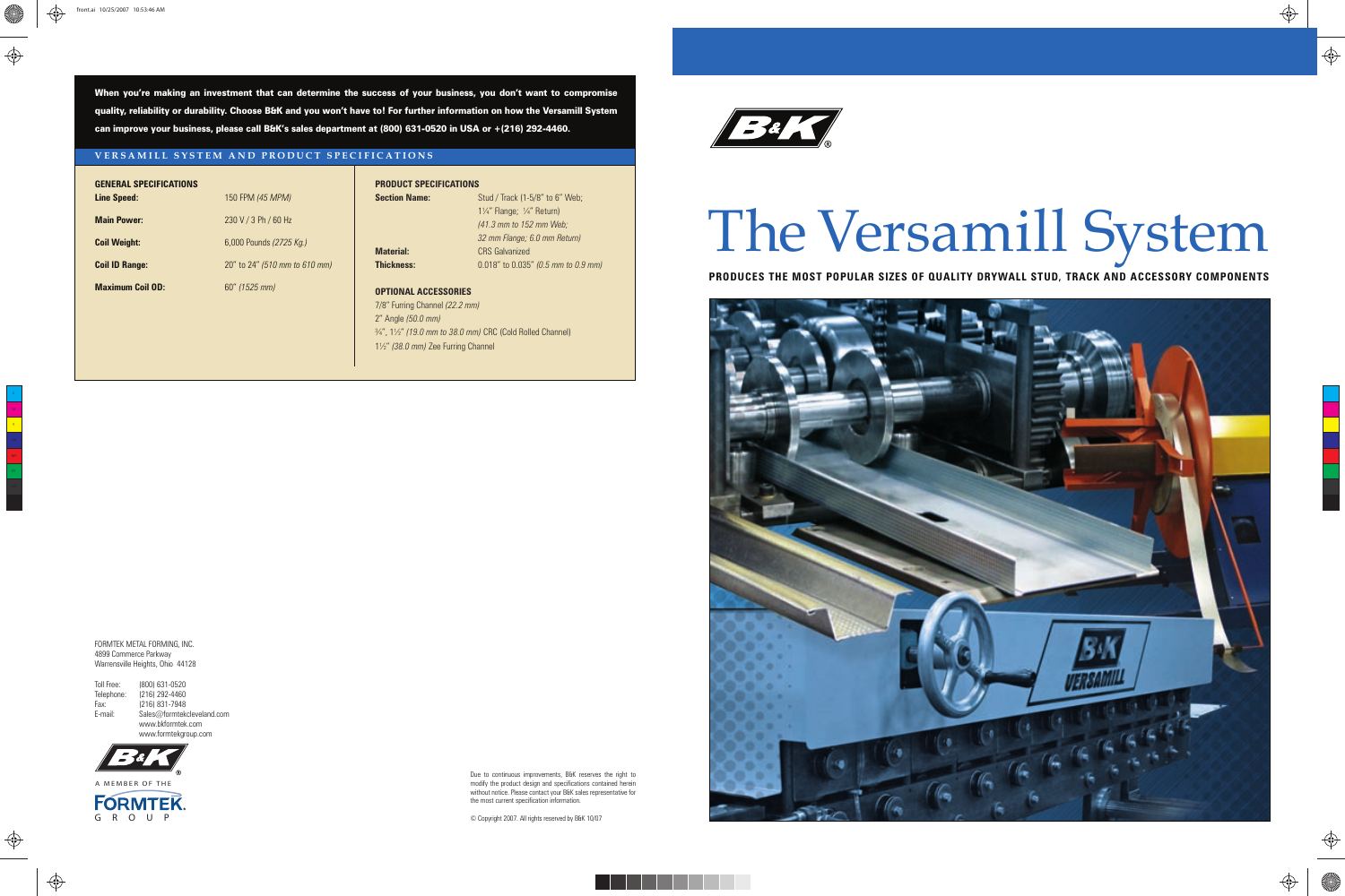When you're making an investment that can determine the success of your business, you don't want to compromise quality, reliability or durability. Choose B&K and you won't have to! For further information on how the Versamill System can improve your business, please call B&K's sales department at (800) 631-0520 in USA or +(216) 292-4460.

## VERSAMILL SYSTEM AND PRODUCT SPECIFICATIONS

### GENERAL SPECIFICATIONS

| | |
|---|---|
| **Line Speed:** | 150 FPM *(45 MPM)* |
| **Main Power:** | 230 V / 3 Ph / 60 Hz |
| **Coil Weight:** | 6,000 Pounds *(2725 Kg.)* |
| **Coil ID Range:** | 20" to 24" *(510 mm to 610 mm)* |
| **Maximum Coil OD:** | 60" *(1525 mm)* |

### PRODUCT SPECIFICATIONS

| | |
|---|---|
| **Section Name:** | Stud / Track (1-5/8" to 6" Web; 1¼" Flange; ¼" Return) *(41.3 mm to 152 mm Web; 32 mm Flange; 6.0 mm Return)* |
| **Material:** | CRS Galvanized |
| **Thickness:** | 0.018" to 0.035" *(0.5 mm to 0.9 mm)* |

### OPTIONAL ACCESSORIES

7/8" Furring Channel *(22.2 mm)*
2" Angle *(50.0 mm)*
¾", 1½" *(19.0 mm to 38.0 mm)* CRC (Cold Rolled Channel)
1½" *(38.0 mm)* Zee Furring Channel

FORMTEK METAL FORMING, INC.
4899 Commerce Parkway
Warrensville Heights, Ohio 44128

Toll Free: (800) 631-0520
Telephone: (216) 292-4460
Fax: (216) 831-7948
E-mail: Sales@formtekcleveland.com
www.bkformtek.com
www.formtekgroup.com

B&K
A MEMBER OF THE FORMTEK GROUP

Due to continuous improvements, B&K reserves the right to modify the product design and specifications contained herein without notice. Please contact your B&K sales representative for the most current specification information.

© Copyright 2007. All rights reserved by B&K 10/07

B&K

# The Versamill System

**PRODUCES THE MOST POPULAR SIZES OF QUALITY DRYWALL STUD, TRACK AND ACCESSORY COMPONENTS**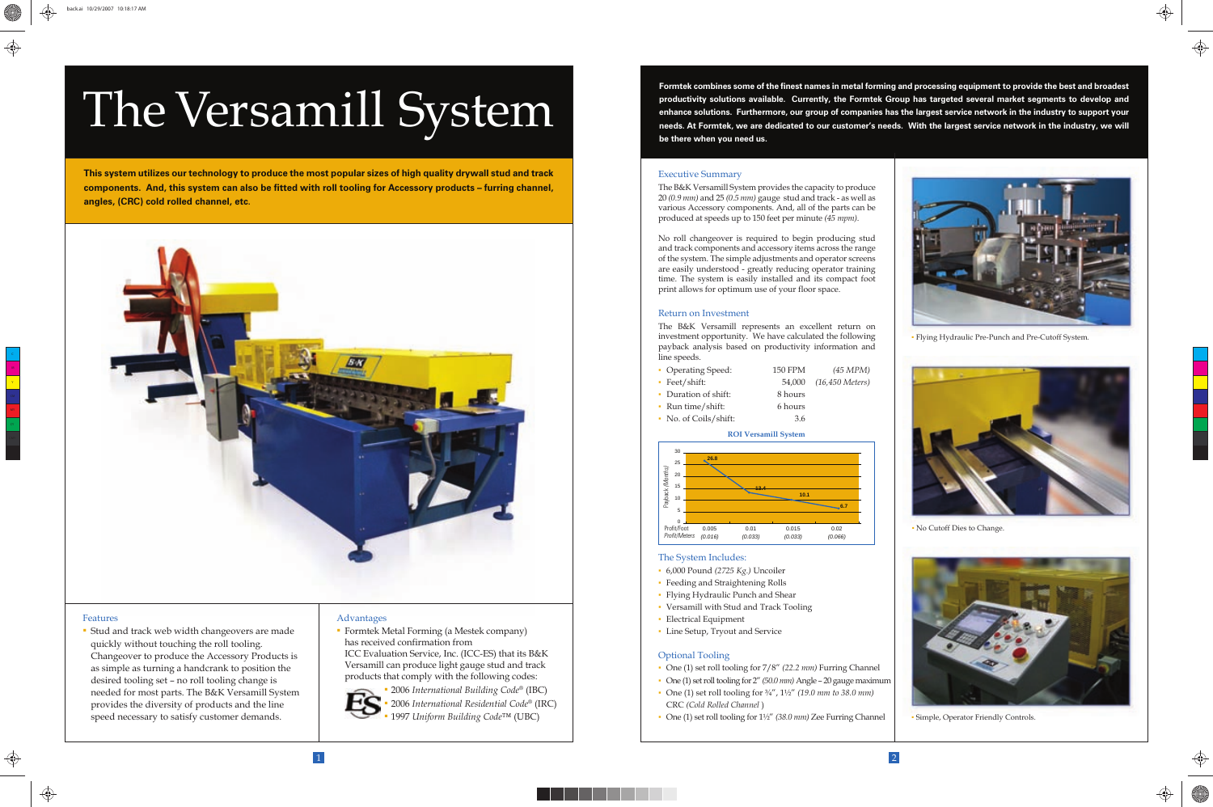# The Versamill System

**This system utilizes our technology to produce the most popular sizes of high quality drywall stud and track components. And, this system can also be fitted with roll tooling for Accessory products – furring channel, angles, (CRC) cold rolled channel, etc.**

## Features

- Stud and track web width changeovers are made quickly without touching the roll tooling. Changeover to produce the Accessory Products is as simple as turning a handcrank to position the desired tooling set – no roll tooling change is needed for most parts. The B&K Versamill System provides the diversity of products and the line speed necessary to satisfy customer demands.

## Advantages

- Formtek Metal Forming (a Mestek company) has received confirmation from ICC Evaluation Service, Inc. (ICC-ES) that its B&K Versamill can produce light gauge stud and track products that comply with the following codes:
  - 2006 *International Building Code*® (IBC)
  - 2006 *International Residential Code*® (IRC)
  - 1997 *Uniform Building Code*™ (UBC)

**Formtek combines some of the finest names in metal forming and processing equipment to provide the best and broadest productivity solutions available. Currently, the Formtek Group has targeted several market segments to develop and enhance solutions. Furthermore, our group of companies has the largest service network in the industry to support your needs. At Formtek, we are dedicated to our customer's needs. With the largest service network in the industry, we will be there when you need us.**

## Executive Summary

The B&K Versamill System provides the capacity to produce 20 *(0.9 mm)* and 25 *(0.5 mm)* gauge stud and track - as well as various Accessory components. And, all of the parts can be produced at speeds up to 150 feet per minute *(45 mpm)*.

No roll changeover is required to begin producing stud and track components and accessory items across the range of the system. The simple adjustments and operator screens are easily understood - greatly reducing operator training time. The system is easily installed and its compact foot print allows for optimum use of your floor space.

## Return on Investment

The B&K Versamill represents an excellent return on investment opportunity. We have calculated the following payback analysis based on productivity information and line speeds.

| | | |
|---|---|---|
| Operating Speed: | 150 FPM | *(45 MPM)* |
| Feet/shift: | 54,000 | *(16,450 Meters)* |
| Duration of shift: | 8 hours | |
| Run time/shift: | 6 hours | |
| No. of Coils/shift: | 3.6 | |

**ROI Versamill System**

Payback (Months)
30
25
20
15
10
5
0
26.8
13.4
10.1
6.7
Profit/Foot 0.005 0.01 0.015 0.02
Profit/Meters (0.016) (0.033) (0.033) (0.066)

## The System Includes:

- 6,000 Pound *(2725 Kg.)* Uncoiler
- Feeding and Straightening Rolls
- Flying Hydraulic Punch and Shear
- Versamill with Stud and Track Tooling
- Electrical Equipment
- Line Setup, Tryout and Service

## Optional Tooling

- One (1) set roll tooling for 7/8" *(22.2 mm)* Furring Channel
- One (1) set roll tooling for 2" *(50.0 mm)* Angle – 20 gauge maximum
- One (1) set roll tooling for ¾", 1½" *(19.0 mm to 38.0 mm)* CRC *(Cold Rolled Channel)*
- One (1) set roll tooling for 1½" *(38.0 mm)* Zee Furring Channel

• Flying Hydraulic Pre-Punch and Pre-Cutoff System.

• No Cutoff Dies to Change.

• Simple, Operator Friendly Controls.